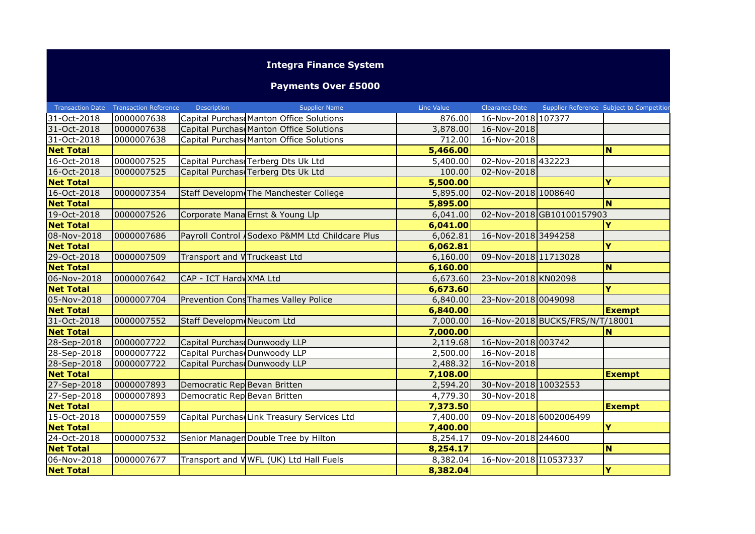# Integra Finance System

## Payments Over £5000

| Transaction Date | Transaction Reference | Description | Supplier Name | Line Value | Clearance Date | Supplier Reference | Subject to Competition |
|---|---|---|---|---|---|---|---|
| 31-Oct-2018 | 0000007638 | Capital Purchase | Manton Office Solutions | 876.00 | 16-Nov-2018 | 107377 | |
| 31-Oct-2018 | 0000007638 | Capital Purchase | Manton Office Solutions | 3,878.00 | 16-Nov-2018 | | |
| 31-Oct-2018 | 0000007638 | Capital Purchase | Manton Office Solutions | 712.00 | 16-Nov-2018 | | |
| **Net Total** | | | | **5,466.00** | | | **N** |
| 16-Oct-2018 | 0000007525 | Capital Purchase | Terberg Dts Uk Ltd | 5,400.00 | 02-Nov-2018 | 432223 | |
| 16-Oct-2018 | 0000007525 | Capital Purchase | Terberg Dts Uk Ltd | 100.00 | 02-Nov-2018 | | |
| **Net Total** | | | | **5,500.00** | | | **Y** |
| 16-Oct-2018 | 0000007354 | Staff Developme | The Manchester College | 5,895.00 | 02-Nov-2018 | 1008640 | |
| **Net Total** | | | | **5,895.00** | | | **N** |
| 19-Oct-2018 | 0000007526 | Corporate Mana | Ernst & Young Llp | 6,041.00 | 02-Nov-2018 | GB10100157903 | |
| **Net Total** | | | | **6,041.00** | | | **Y** |
| 08-Nov-2018 | 0000007686 | Payroll Control / | Sodexo P&MM Ltd Childcare Plus | 6,062.81 | 16-Nov-2018 | 3494258 | |
| **Net Total** | | | | **6,062.81** | | | **Y** |
| 29-Oct-2018 | 0000007509 | Transport and W | Truckeast Ltd | 6,160.00 | 09-Nov-2018 | 11713028 | |
| **Net Total** | | | | **6,160.00** | | | **N** |
| 06-Nov-2018 | 0000007642 | CAP - ICT Hardw | XMA Ltd | 6,673.60 | 23-Nov-2018 | KN02098 | |
| **Net Total** | | | | **6,673.60** | | | **Y** |
| 05-Nov-2018 | 0000007704 | Prevention Cons | Thames Valley Police | 6,840.00 | 23-Nov-2018 | 0049098 | |
| **Net Total** | | | | **6,840.00** | | | **Exempt** |
| 31-Oct-2018 | 0000007552 | Staff Developme | Neucom Ltd | 7,000.00 | 16-Nov-2018 | BUCKS/FRS/N/T/18001 | |
| **Net Total** | | | | **7,000.00** | | | **N** |
| 28-Sep-2018 | 0000007722 | Capital Purchase | Dunwoody LLP | 2,119.68 | 16-Nov-2018 | 003742 | |
| 28-Sep-2018 | 0000007722 | Capital Purchase | Dunwoody LLP | 2,500.00 | 16-Nov-2018 | | |
| 28-Sep-2018 | 0000007722 | Capital Purchase | Dunwoody LLP | 2,488.32 | 16-Nov-2018 | | |
| **Net Total** | | | | **7,108.00** | | | **Exempt** |
| 27-Sep-2018 | 0000007893 | Democratic Rep | Bevan Britten | 2,594.20 | 30-Nov-2018 | 10032553 | |
| 27-Sep-2018 | 0000007893 | Democratic Rep | Bevan Britten | 4,779.30 | 30-Nov-2018 | | |
| **Net Total** | | | | **7,373.50** | | | **Exempt** |
| 15-Oct-2018 | 0000007559 | Capital Purchase | Link Treasury Services Ltd | 7,400.00 | 09-Nov-2018 | 6002006499 | |
| **Net Total** | | | | **7,400.00** | | | **Y** |
| 24-Oct-2018 | 0000007532 | Senior Managem | Double Tree by Hilton | 8,254.17 | 09-Nov-2018 | 244600 | |
| **Net Total** | | | | **8,254.17** | | | **N** |
| 06-Nov-2018 | 0000007677 | Transport and W | WFL (UK) Ltd Hall Fuels | 8,382.04 | 16-Nov-2018 | I10537337 | |
| **Net Total** | | | | **8,382.04** | | | **Y** |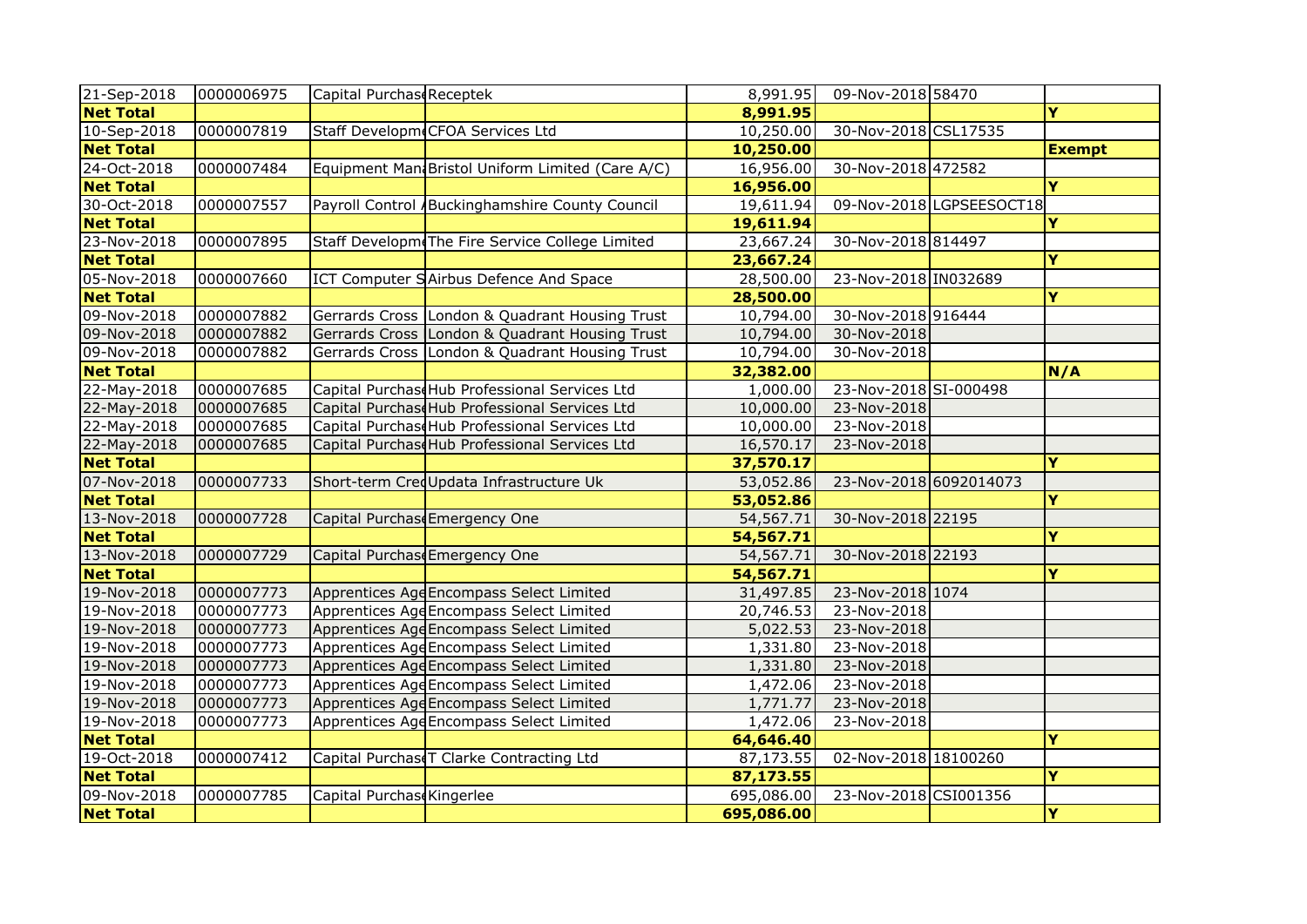| | | | | | | | |
|---|---|---|---|---|---|---|---|
| 21-Sep-2018 | 0000006975 | Capital Purchase | Receptek | 8,991.95 | 09-Nov-2018 | 58470 | |
| **Net Total** | | | | **8,991.95** | | | **Y** |
| 10-Sep-2018 | 0000007819 | Staff Developm | CFOA Services Ltd | 10,250.00 | 30-Nov-2018 | CSL17535 | |
| **Net Total** | | | | **10,250.00** | | | **Exempt** |
| 24-Oct-2018 | 0000007484 | Equipment Man | Bristol Uniform Limited (Care A/C) | 16,956.00 | 30-Nov-2018 | 472582 | |
| **Net Total** | | | | **16,956.00** | | | **Y** |
| 30-Oct-2018 | 0000007557 | Payroll Control / | Buckinghamshire County Council | 19,611.94 | 09-Nov-2018 | LGPSEESOCT18 | |
| **Net Total** | | | | **19,611.94** | | | **Y** |
| 23-Nov-2018 | 0000007895 | Staff Developm | The Fire Service College Limited | 23,667.24 | 30-Nov-2018 | 814497 | |
| **Net Total** | | | | **23,667.24** | | | **Y** |
| 05-Nov-2018 | 0000007660 | ICT Computer S | Airbus Defence And Space | 28,500.00 | 23-Nov-2018 | IN032689 | |
| **Net Total** | | | | **28,500.00** | | | **Y** |
| 09-Nov-2018 | 0000007882 | Gerrards Cross | London & Quadrant Housing Trust | 10,794.00 | 30-Nov-2018 | 916444 | |
| 09-Nov-2018 | 0000007882 | Gerrards Cross | London & Quadrant Housing Trust | 10,794.00 | 30-Nov-2018 | | |
| 09-Nov-2018 | 0000007882 | Gerrards Cross | London & Quadrant Housing Trust | 10,794.00 | 30-Nov-2018 | | |
| **Net Total** | | | | **32,382.00** | | | **N/A** |
| 22-May-2018 | 0000007685 | Capital Purchase | Hub Professional Services Ltd | 1,000.00 | 23-Nov-2018 | SI-000498 | |
| 22-May-2018 | 0000007685 | Capital Purchase | Hub Professional Services Ltd | 10,000.00 | 23-Nov-2018 | | |
| 22-May-2018 | 0000007685 | Capital Purchase | Hub Professional Services Ltd | 10,000.00 | 23-Nov-2018 | | |
| 22-May-2018 | 0000007685 | Capital Purchase | Hub Professional Services Ltd | 16,570.17 | 23-Nov-2018 | | |
| **Net Total** | | | | **37,570.17** | | | **Y** |
| 07-Nov-2018 | 0000007733 | Short-term Cred | Updata Infrastructure Uk | 53,052.86 | 23-Nov-2018 | 6092014073 | |
| **Net Total** | | | | **53,052.86** | | | **Y** |
| 13-Nov-2018 | 0000007728 | Capital Purchase | Emergency One | 54,567.71 | 30-Nov-2018 | 22195 | |
| **Net Total** | | | | **54,567.71** | | | **Y** |
| 13-Nov-2018 | 0000007729 | Capital Purchase | Emergency One | 54,567.71 | 30-Nov-2018 | 22193 | |
| **Net Total** | | | | **54,567.71** | | | **Y** |
| 19-Nov-2018 | 0000007773 | Apprentices Age | Encompass Select Limited | 31,497.85 | 23-Nov-2018 | 1074 | |
| 19-Nov-2018 | 0000007773 | Apprentices Age | Encompass Select Limited | 20,746.53 | 23-Nov-2018 | | |
| 19-Nov-2018 | 0000007773 | Apprentices Age | Encompass Select Limited | 5,022.53 | 23-Nov-2018 | | |
| 19-Nov-2018 | 0000007773 | Apprentices Age | Encompass Select Limited | 1,331.80 | 23-Nov-2018 | | |
| 19-Nov-2018 | 0000007773 | Apprentices Age | Encompass Select Limited | 1,331.80 | 23-Nov-2018 | | |
| 19-Nov-2018 | 0000007773 | Apprentices Age | Encompass Select Limited | 1,472.06 | 23-Nov-2018 | | |
| 19-Nov-2018 | 0000007773 | Apprentices Age | Encompass Select Limited | 1,771.77 | 23-Nov-2018 | | |
| 19-Nov-2018 | 0000007773 | Apprentices Age | Encompass Select Limited | 1,472.06 | 23-Nov-2018 | | |
| **Net Total** | | | | **64,646.40** | | | **Y** |
| 19-Oct-2018 | 0000007412 | Capital Purchase | T Clarke Contracting Ltd | 87,173.55 | 02-Nov-2018 | 18100260 | |
| **Net Total** | | | | **87,173.55** | | | **Y** |
| 09-Nov-2018 | 0000007785 | Capital Purchase | Kingerlee | 695,086.00 | 23-Nov-2018 | CSI001356 | |
| **Net Total** | | | | **695,086.00** | | | **Y** |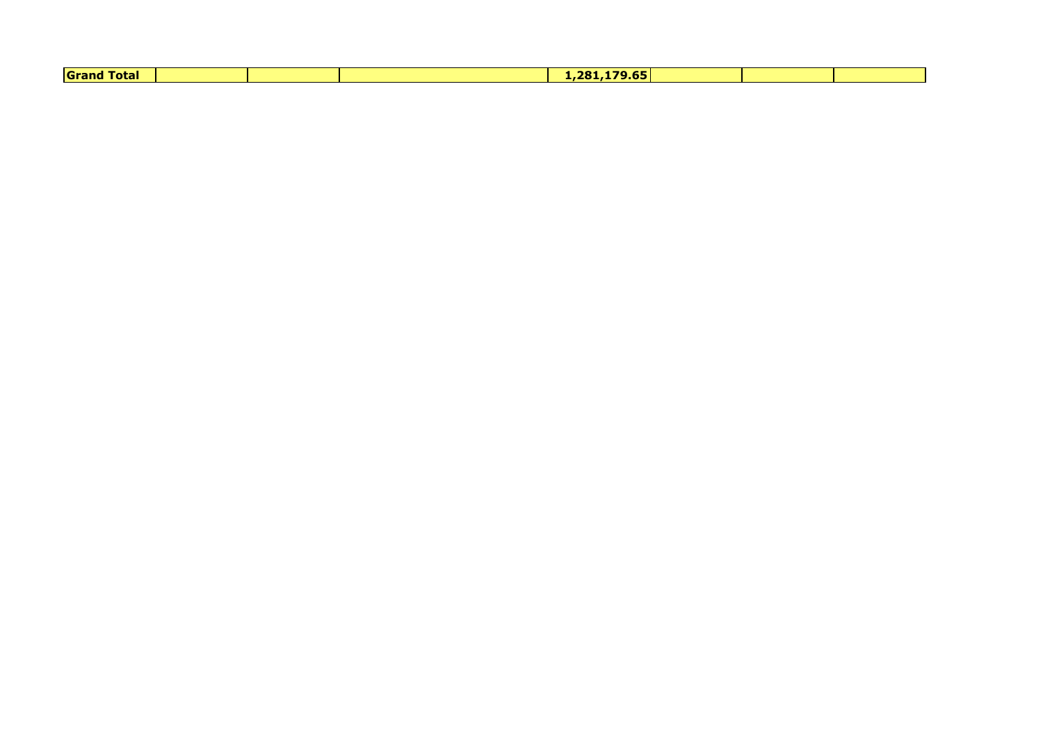| | | | | | | | |
|---|---|---|---|---|---|---|---|
| **Grand Total** | | | | **1,281,179.65** | | | |